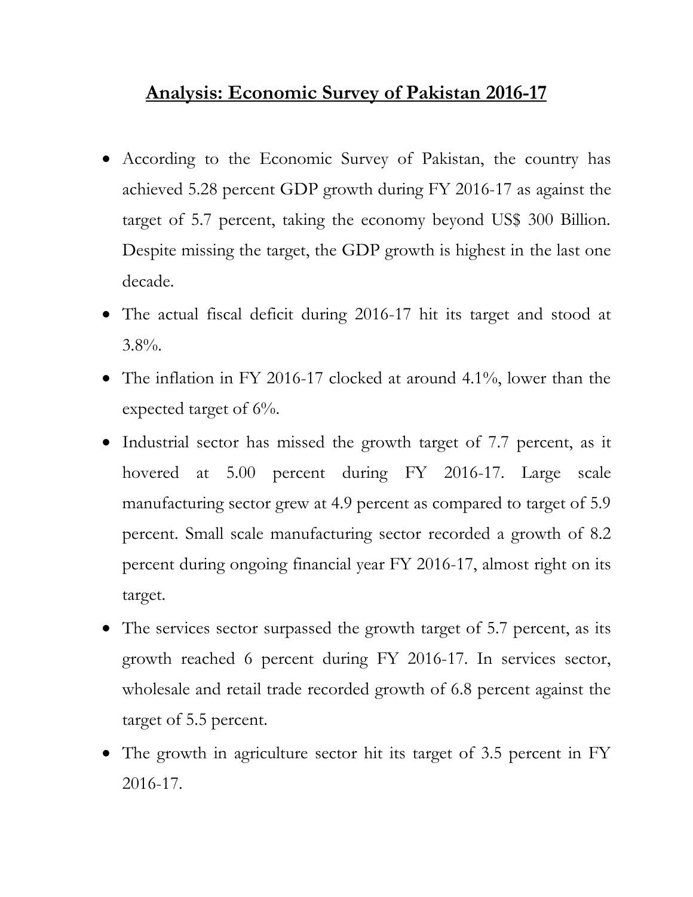# Analysis: Economic Survey of Pakistan 2016-17

- According to the Economic Survey of Pakistan, the country has achieved 5.28 percent GDP growth during FY 2016-17 as against the target of 5.7 percent, taking the economy beyond US$ 300 Billion. Despite missing the target, the GDP growth is highest in the last one decade.
- The actual fiscal deficit during 2016-17 hit its target and stood at 3.8%.
- The inflation in FY 2016-17 clocked at around 4.1%, lower than the expected target of 6%.
- Industrial sector has missed the growth target of 7.7 percent, as it hovered at 5.00 percent during FY 2016-17. Large scale manufacturing sector grew at 4.9 percent as compared to target of 5.9 percent. Small scale manufacturing sector recorded a growth of 8.2 percent during ongoing financial year FY 2016-17, almost right on its target.
- The services sector surpassed the growth target of 5.7 percent, as its growth reached 6 percent during FY 2016-17. In services sector, wholesale and retail trade recorded growth of 6.8 percent against the target of 5.5 percent.
- The growth in agriculture sector hit its target of 3.5 percent in FY 2016-17.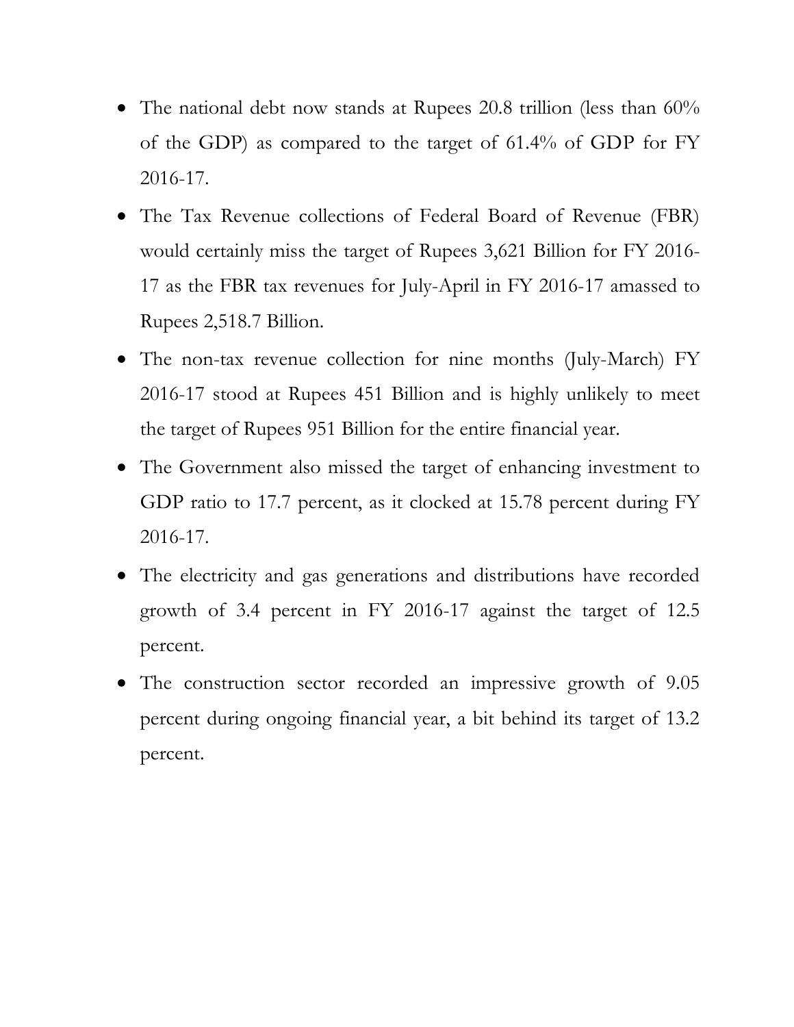- The national debt now stands at Rupees 20.8 trillion (less than 60% of the GDP) as compared to the target of 61.4% of GDP for FY 2016-17.
- The Tax Revenue collections of Federal Board of Revenue (FBR) would certainly miss the target of Rupees 3,621 Billion for FY 2016-17 as the FBR tax revenues for July-April in FY 2016-17 amassed to Rupees 2,518.7 Billion.
- The non-tax revenue collection for nine months (July-March) FY 2016-17 stood at Rupees 451 Billion and is highly unlikely to meet the target of Rupees 951 Billion for the entire financial year.
- The Government also missed the target of enhancing investment to GDP ratio to 17.7 percent, as it clocked at 15.78 percent during FY 2016-17.
- The electricity and gas generations and distributions have recorded growth of 3.4 percent in FY 2016-17 against the target of 12.5 percent.
- The construction sector recorded an impressive growth of 9.05 percent during ongoing financial year, a bit behind its target of 13.2 percent.